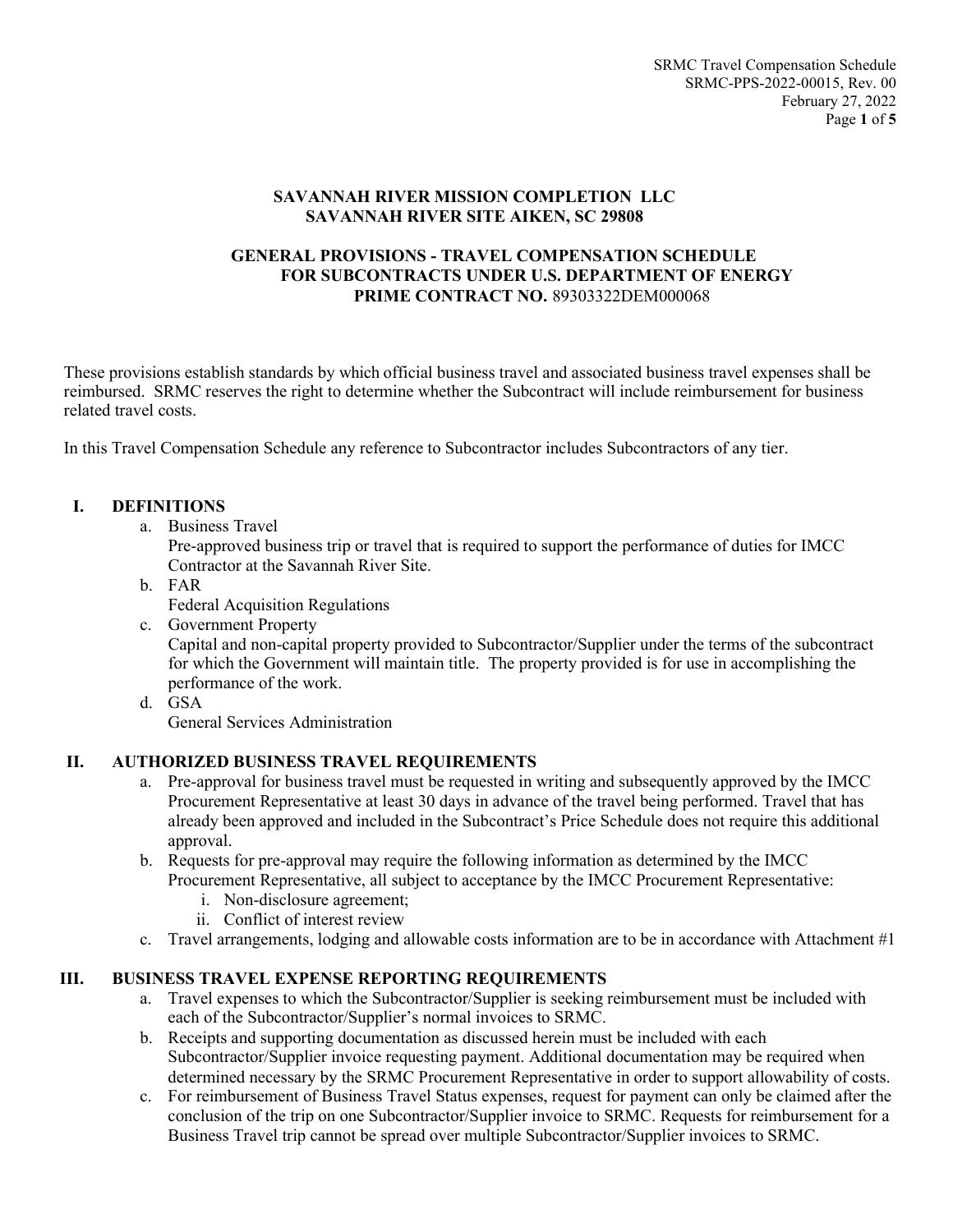# SAVANNAH RIVER MISSION COMPLETION LLC
# SAVANNAH RIVER SITE AIKEN, SC 29808

## GENERAL PROVISIONS - TRAVEL COMPENSATION SCHEDULE FOR SUBCONTRACTS UNDER U.S. DEPARTMENT OF ENERGY PRIME CONTRACT NO. 89303322DEM000068

These provisions establish standards by which official business travel and associated business travel expenses shall be reimbursed. SRMC reserves the right to determine whether the Subcontract will include reimbursement for business related travel costs.

In this Travel Compensation Schedule any reference to Subcontractor includes Subcontractors of any tier.

### I. DEFINITIONS

a. Business Travel
   Pre-approved business trip or travel that is required to support the performance of duties for IMCC Contractor at the Savannah River Site.
b. FAR
   Federal Acquisition Regulations
c. Government Property
   Capital and non-capital property provided to Subcontractor/Supplier under the terms of the subcontract for which the Government will maintain title. The property provided is for use in accomplishing the performance of the work.
d. GSA
   General Services Administration

### II. AUTHORIZED BUSINESS TRAVEL REQUIREMENTS

a. Pre-approval for business travel must be requested in writing and subsequently approved by the IMCC Procurement Representative at least 30 days in advance of the travel being performed. Travel that has already been approved and included in the Subcontract's Price Schedule does not require this additional approval.
b. Requests for pre-approval may require the following information as determined by the IMCC Procurement Representative, all subject to acceptance by the IMCC Procurement Representative:
   i. Non-disclosure agreement;
   ii. Conflict of interest review
c. Travel arrangements, lodging and allowable costs information are to be in accordance with Attachment #1

### III. BUSINESS TRAVEL EXPENSE REPORTING REQUIREMENTS

a. Travel expenses to which the Subcontractor/Supplier is seeking reimbursement must be included with each of the Subcontractor/Supplier's normal invoices to SRMC.
b. Receipts and supporting documentation as discussed herein must be included with each Subcontractor/Supplier invoice requesting payment. Additional documentation may be required when determined necessary by the SRMC Procurement Representative in order to support allowability of costs.
c. For reimbursement of Business Travel Status expenses, request for payment can only be claimed after the conclusion of the trip on one Subcontractor/Supplier invoice to SRMC. Requests for reimbursement for a Business Travel trip cannot be spread over multiple Subcontractor/Supplier invoices to SRMC.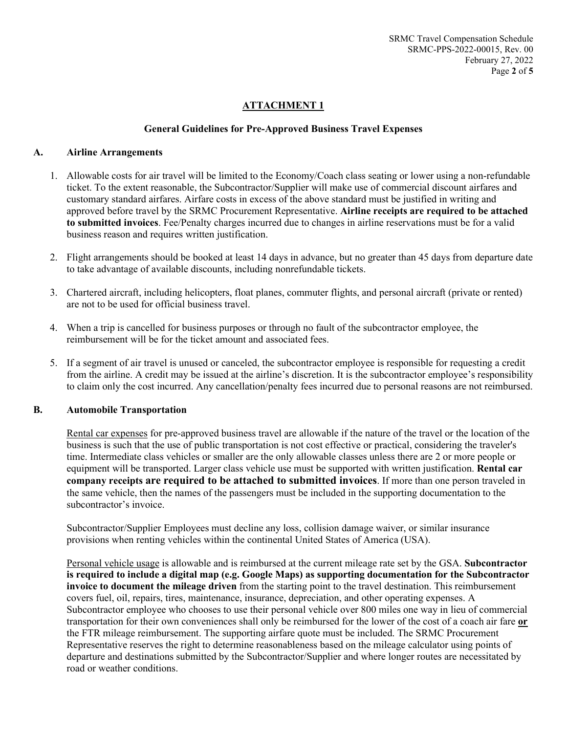# ATTACHMENT 1

## General Guidelines for Pre-Approved Business Travel Expenses

### A. Airline Arrangements

1. Allowable costs for air travel will be limited to the Economy/Coach class seating or lower using a non-refundable ticket. To the extent reasonable, the Subcontractor/Supplier will make use of commercial discount airfares and customary standard airfares. Airfare costs in excess of the above standard must be justified in writing and approved before travel by the SRMC Procurement Representative. **Airline receipts are required to be attached to submitted invoices**. Fee/Penalty charges incurred due to changes in airline reservations must be for a valid business reason and requires written justification.

2. Flight arrangements should be booked at least 14 days in advance, but no greater than 45 days from departure date to take advantage of available discounts, including nonrefundable tickets.

3. Chartered aircraft, including helicopters, float planes, commuter flights, and personal aircraft (private or rented) are not to be used for official business travel.

4. When a trip is cancelled for business purposes or through no fault of the subcontractor employee, the reimbursement will be for the ticket amount and associated fees.

5. If a segment of air travel is unused or canceled, the subcontractor employee is responsible for requesting a credit from the airline. A credit may be issued at the airline's discretion. It is the subcontractor employee's responsibility to claim only the cost incurred. Any cancellation/penalty fees incurred due to personal reasons are not reimbursed.

### B. Automobile Transportation

Rental car expenses for pre-approved business travel are allowable if the nature of the travel or the location of the business is such that the use of public transportation is not cost effective or practical, considering the traveler's time. Intermediate class vehicles or smaller are the only allowable classes unless there are 2 or more people or equipment will be transported. Larger class vehicle use must be supported with written justification. **Rental car company receipts are required to be attached to submitted invoices**. If more than one person traveled in the same vehicle, then the names of the passengers must be included in the supporting documentation to the subcontractor's invoice.

Subcontractor/Supplier Employees must decline any loss, collision damage waiver, or similar insurance provisions when renting vehicles within the continental United States of America (USA).

Personal vehicle usage is allowable and is reimbursed at the current mileage rate set by the GSA. **Subcontractor is required to include a digital map (e.g. Google Maps) as supporting documentation for the Subcontractor invoice to document the mileage driven** from the starting point to the travel destination. This reimbursement covers fuel, oil, repairs, tires, maintenance, insurance, depreciation, and other operating expenses. A Subcontractor employee who chooses to use their personal vehicle over 800 miles one way in lieu of commercial transportation for their own conveniences shall only be reimbursed for the lower of the cost of a coach air fare **or** the FTR mileage reimbursement. The supporting airfare quote must be included. The SRMC Procurement Representative reserves the right to determine reasonableness based on the mileage calculator using points of departure and destinations submitted by the Subcontractor/Supplier and where longer routes are necessitated by road or weather conditions.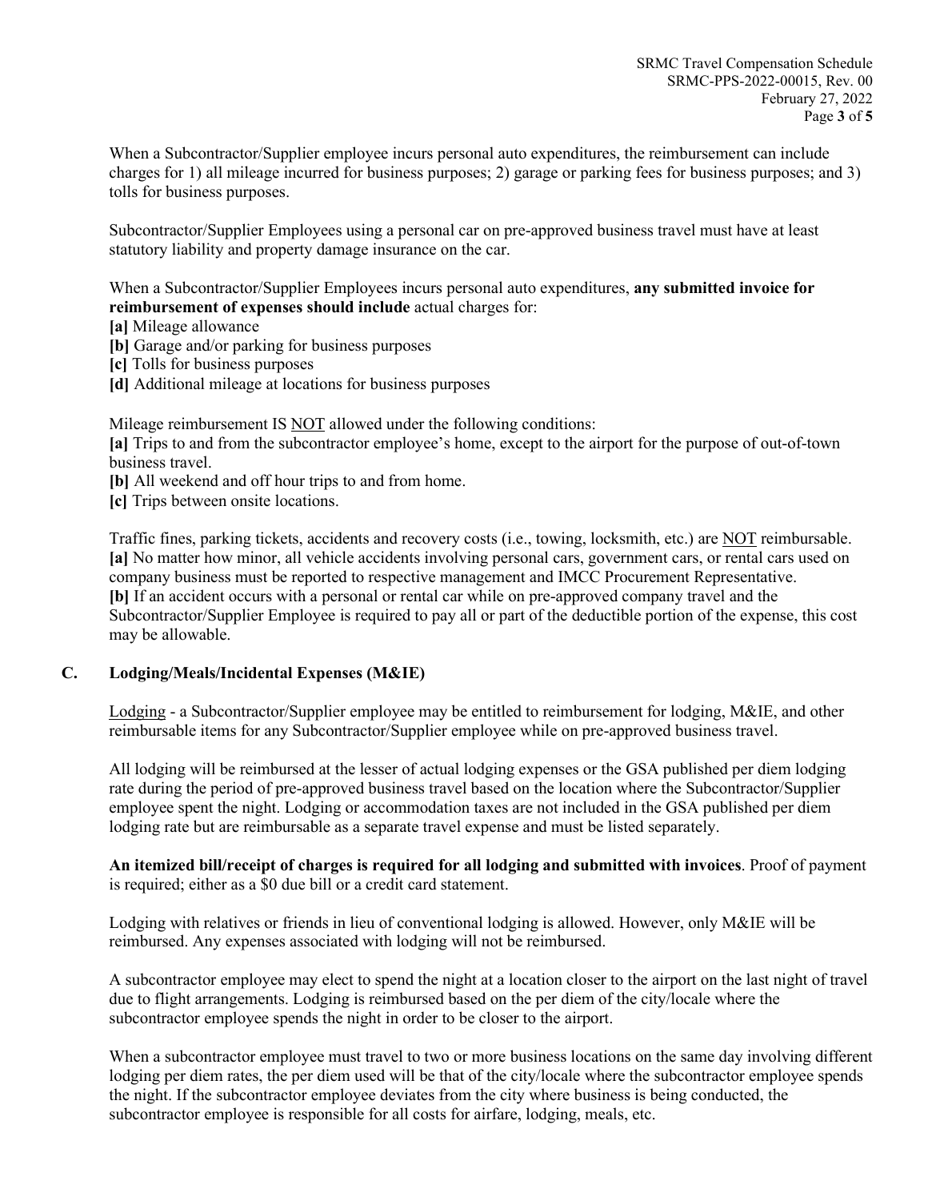When a Subcontractor/Supplier employee incurs personal auto expenditures, the reimbursement can include charges for 1) all mileage incurred for business purposes; 2) garage or parking fees for business purposes; and 3) tolls for business purposes.

Subcontractor/Supplier Employees using a personal car on pre-approved business travel must have at least statutory liability and property damage insurance on the car.

When a Subcontractor/Supplier Employees incurs personal auto expenditures, **any submitted invoice for reimbursement of expenses should include** actual charges for:

**[a]** Mileage allowance
**[b]** Garage and/or parking for business purposes
**[c]** Tolls for business purposes
**[d]** Additional mileage at locations for business purposes

Mileage reimbursement IS <u>NOT</u> allowed under the following conditions:

**[a]** Trips to and from the subcontractor employee's home, except to the airport for the purpose of out-of-town business travel.
**[b]** All weekend and off hour trips to and from home.
**[c]** Trips between onsite locations.

Traffic fines, parking tickets, accidents and recovery costs (i.e., towing, locksmith, etc.) are <u>NOT</u> reimbursable.
**[a]** No matter how minor, all vehicle accidents involving personal cars, government cars, or rental cars used on company business must be reported to respective management and IMCC Procurement Representative.
**[b]** If an accident occurs with a personal or rental car while on pre-approved company travel and the Subcontractor/Supplier Employee is required to pay all or part of the deductible portion of the expense, this cost may be allowable.

## C. Lodging/Meals/Incidental Expenses (M&IE)

<u>Lodging</u> - a Subcontractor/Supplier employee may be entitled to reimbursement for lodging, M&IE, and other reimbursable items for any Subcontractor/Supplier employee while on pre-approved business travel.

All lodging will be reimbursed at the lesser of actual lodging expenses or the GSA published per diem lodging rate during the period of pre-approved business travel based on the location where the Subcontractor/Supplier employee spent the night. Lodging or accommodation taxes are not included in the GSA published per diem lodging rate but are reimbursable as a separate travel expense and must be listed separately.

**An itemized bill/receipt of charges is required for all lodging and submitted with invoices**. Proof of payment is required; either as a $0 due bill or a credit card statement.

Lodging with relatives or friends in lieu of conventional lodging is allowed. However, only M&IE will be reimbursed. Any expenses associated with lodging will not be reimbursed.

A subcontractor employee may elect to spend the night at a location closer to the airport on the last night of travel due to flight arrangements. Lodging is reimbursed based on the per diem of the city/locale where the subcontractor employee spends the night in order to be closer to the airport.

When a subcontractor employee must travel to two or more business locations on the same day involving different lodging per diem rates, the per diem used will be that of the city/locale where the subcontractor employee spends the night. If the subcontractor employee deviates from the city where business is being conducted, the subcontractor employee is responsible for all costs for airfare, lodging, meals, etc.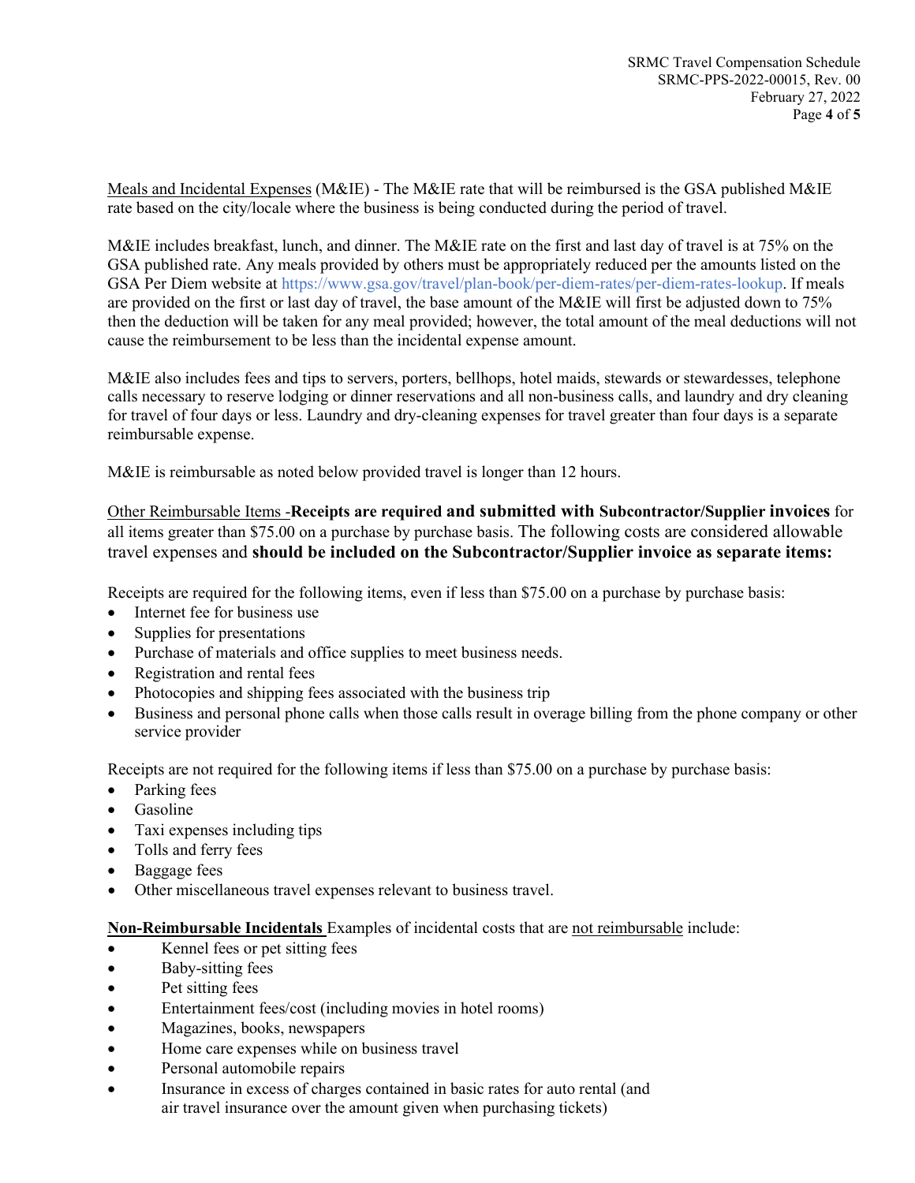Meals and Incidental Expenses (M&IE) - The M&IE rate that will be reimbursed is the GSA published M&IE rate based on the city/locale where the business is being conducted during the period of travel.

M&IE includes breakfast, lunch, and dinner. The M&IE rate on the first and last day of travel is at 75% on the GSA published rate. Any meals provided by others must be appropriately reduced per the amounts listed on the GSA Per Diem website at https://www.gsa.gov/travel/plan-book/per-diem-rates/per-diem-rates-lookup. If meals are provided on the first or last day of travel, the base amount of the M&IE will first be adjusted down to 75% then the deduction will be taken for any meal provided; however, the total amount of the meal deductions will not cause the reimbursement to be less than the incidental expense amount.

M&IE also includes fees and tips to servers, porters, bellhops, hotel maids, stewards or stewardesses, telephone calls necessary to reserve lodging or dinner reservations and all non-business calls, and laundry and dry cleaning for travel of four days or less. Laundry and dry-cleaning expenses for travel greater than four days is a separate reimbursable expense.

M&IE is reimbursable as noted below provided travel is longer than 12 hours.

Other Reimbursable Items -**Receipts are required and submitted with Subcontractor/Supplier invoices** for all items greater than $75.00 on a purchase by purchase basis. The following costs are considered allowable travel expenses and **should be included on the Subcontractor/Supplier invoice as separate items:**

Receipts are required for the following items, even if less than $75.00 on a purchase by purchase basis:

- Internet fee for business use
- Supplies for presentations
- Purchase of materials and office supplies to meet business needs.
- Registration and rental fees
- Photocopies and shipping fees associated with the business trip
- Business and personal phone calls when those calls result in overage billing from the phone company or other service provider

Receipts are not required for the following items if less than $75.00 on a purchase by purchase basis:

- Parking fees
- Gasoline
- Taxi expenses including tips
- Tolls and ferry fees
- Baggage fees
- Other miscellaneous travel expenses relevant to business travel.

**Non-Reimbursable Incidentals** Examples of incidental costs that are not reimbursable include:

- Kennel fees or pet sitting fees
- Baby-sitting fees
- Pet sitting fees
- Entertainment fees/cost (including movies in hotel rooms)
- Magazines, books, newspapers
- Home care expenses while on business travel
- Personal automobile repairs
- Insurance in excess of charges contained in basic rates for auto rental (and air travel insurance over the amount given when purchasing tickets)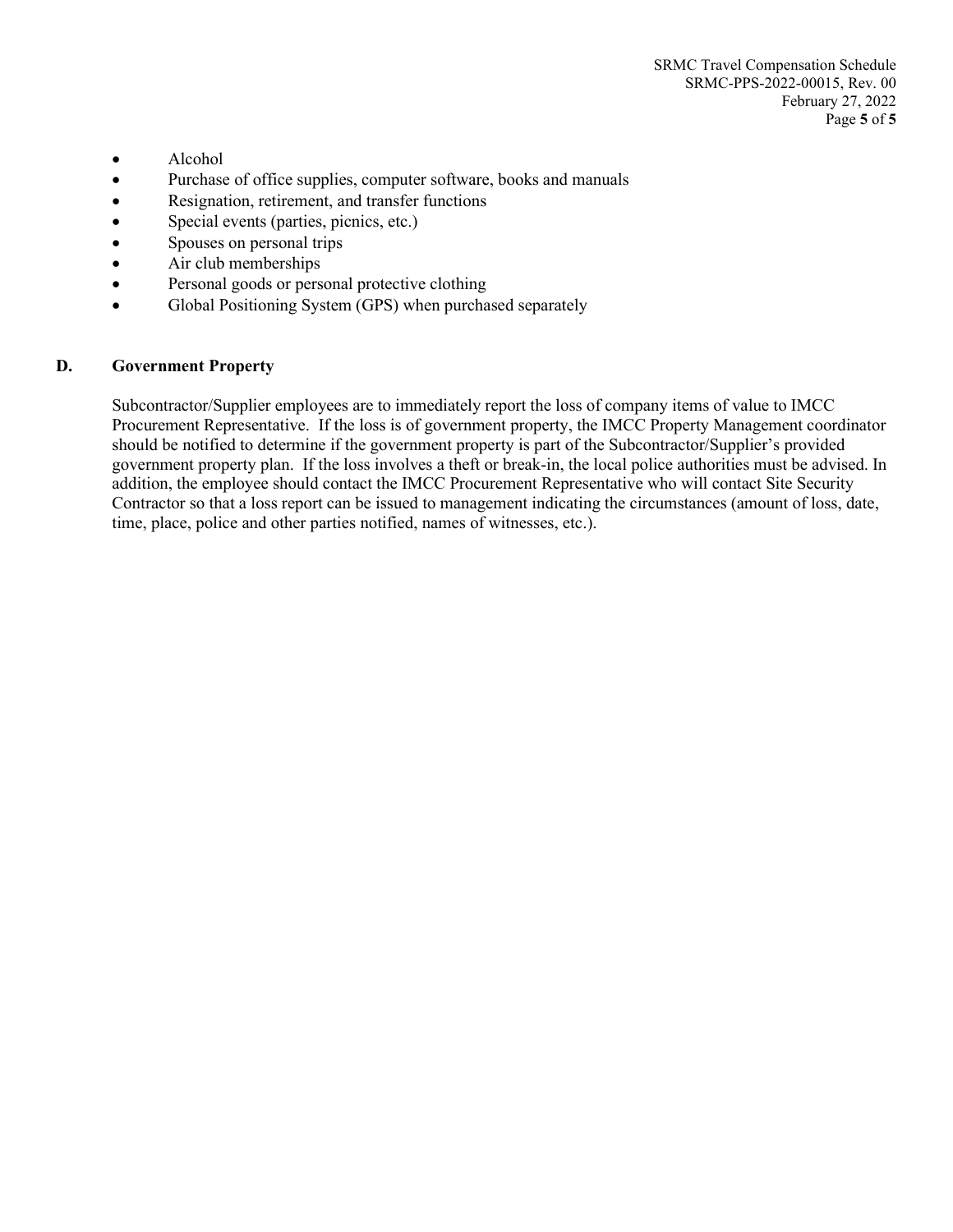- Alcohol
- Purchase of office supplies, computer software, books and manuals
- Resignation, retirement, and transfer functions
- Special events (parties, picnics, etc.)
- Spouses on personal trips
- Air club memberships
- Personal goods or personal protective clothing
- Global Positioning System (GPS) when purchased separately

### D. Government Property

Subcontractor/Supplier employees are to immediately report the loss of company items of value to IMCC Procurement Representative. If the loss is of government property, the IMCC Property Management coordinator should be notified to determine if the government property is part of the Subcontractor/Supplier's provided government property plan. If the loss involves a theft or break-in, the local police authorities must be advised. In addition, the employee should contact the IMCC Procurement Representative who will contact Site Security Contractor so that a loss report can be issued to management indicating the circumstances (amount of loss, date, time, place, police and other parties notified, names of witnesses, etc.).